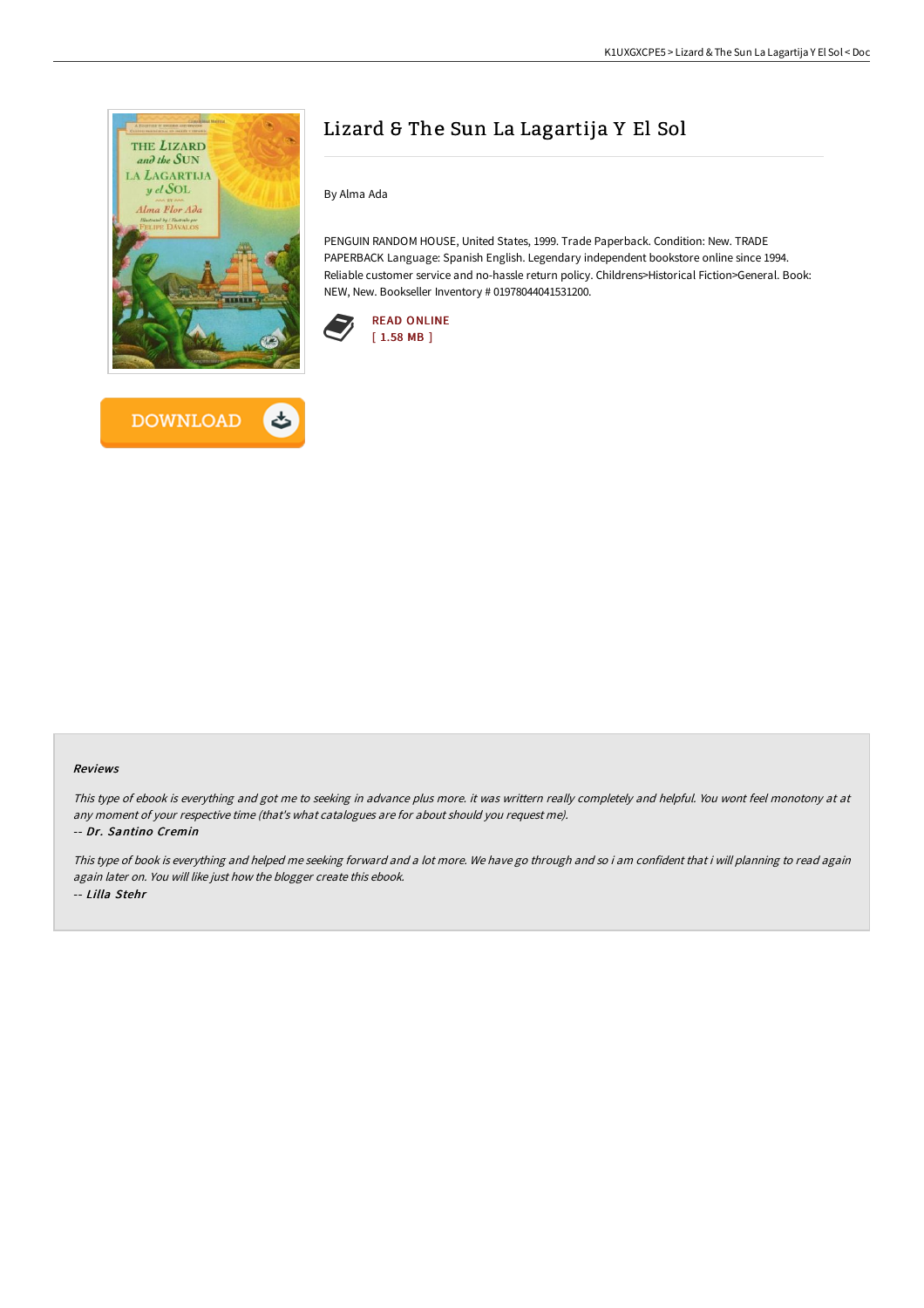# Lizard & The Sun La Lagartija Y El Sol

By Alma Ada

PENGUIN RANDOM HOUSE, United States, 1999. Trade Paperback. Condition: New. TRADE PAPERBACK Language: Spanish English. Legendary independent bookstore online since 1994. Reliable customer service and no-hassle return policy. Childrens>Historical Fiction>General. Book: NEW, New. Bookseller Inventory # 019780440415312 00.

READ ONLINE
[ 1.58 MB ]

DOWNLOAD

#### Reviews

*This type of ebook is everything and got me to seeking in advance plus more. it was writtern really completely and helpful. You wont feel monotony at at any moment of your respective time (that's what catalogues are for about should you request me).*

*-- Dr. Santino Cremin*

*This type of book is everything and helped me seeking forward and a lot more. We have go through and so i am confident that i will planning to read again again later on. You will like just how the blogger create this ebook.*

*-- Lilla Stehr*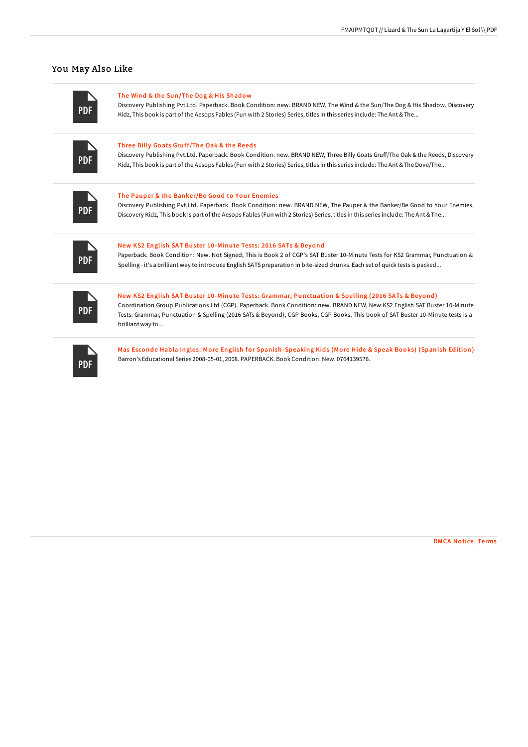## You May Also Like

### The Wind & the Sun/The Dog & His Shadow

Discovery Publishing Pvt.Ltd. Paperback. Book Condition: new. BRAND NEW, The Wind & the Sun/The Dog & His Shadow, Discovery Kidz, This book is part of the Aesops Fables (Fun with 2 Stories) Series, titles in this series include: The Ant & The...

### Three Billy Goats Gruff/The Oak & the Reeds

Discovery Publishing Pvt.Ltd. Paperback. Book Condition: new. BRAND NEW, Three Billy Goats Gruff/The Oak & the Reeds, Discovery Kidz, This book is part of the Aesops Fables (Fun with 2 Stories) Series, titles in this series include: The Ant & The Dove/The...

### The Pauper & the Banker/Be Good to Your Enemies

Discovery Publishing Pvt.Ltd. Paperback. Book Condition: new. BRAND NEW, The Pauper & the Banker/Be Good to Your Enemies, Discovery Kidz, This book is part of the Aesops Fables (Fun with 2 Stories) Series, titles in this series include: The Ant & The...

### New KS2 English SAT Buster 10-Minute Tests: 2016 SATs & Beyond

Paperback. Book Condition: New. Not Signed; This is Book 2 of CGP's SAT Buster 10-Minute Tests for KS2 Grammar, Punctuation & Spelling - it's a brilliant way to introduce English SATS preparation in bite-sized chunks. Each set of quick tests is packed...

### New KS2 English SAT Buster 10-Minute Tests: Grammar, Punctuation & Spelling (2016 SATs & Beyond)

Coordination Group Publications Ltd (CGP). Paperback. Book Condition: new. BRAND NEW, New KS2 English SAT Buster 10-Minute Tests: Grammar, Punctuation & Spelling (2016 SATs & Beyond), CGP Books, CGP Books, This book of SAT Buster 10-Minute tests is a brilliant way to...

### Mas Esconde Habla Ingles: More English for Spanish-Speaking Kids (More Hide & Speak Books) (Spanish Edition)

Barron's Educational Series 2008-05-01, 2008. PAPERBACK. Book Condition: New. 0764139576.

DMCA Notice | Terms